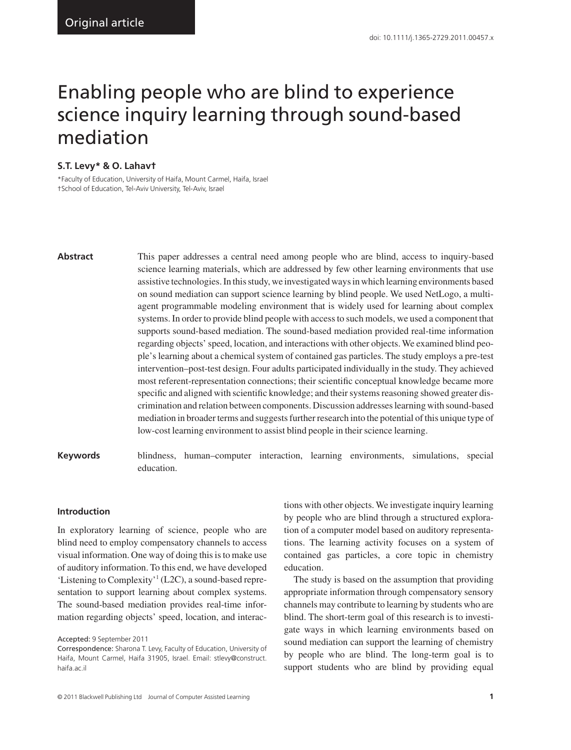Original article

doi: 10.1111/j.1365-2729.2011.00457.x

# Enabling people who are blind to experience science inquiry learning through sound-based mediation

**S.T. Levy* & O. Lahav†**

*Faculty of Education, University of Haifa, Mount Carmel, Haifa, Israel
†School of Education, Tel-Aviv University, Tel-Aviv, Israel

**Abstract**

This paper addresses a central need among people who are blind, access to inquiry-based science learning materials, which are addressed by few other learning environments that use assistive technologies. In this study, we investigated ways in which learning environments based on sound mediation can support science learning by blind people. We used NetLogo, a multi-agent programmable modeling environment that is widely used for learning about complex systems. In order to provide blind people with access to such models, we used a component that supports sound-based mediation. The sound-based mediation provided real-time information regarding objects' speed, location, and interactions with other objects. We examined blind people's learning about a chemical system of contained gas particles. The study employs a pre-test intervention–post-test design. Four adults participated individually in the study. They achieved most referent-representation connections; their scientific conceptual knowledge became more specific and aligned with scientific knowledge; and their systems reasoning showed greater discrimination and relation between components. Discussion addresses learning with sound-based mediation in broader terms and suggests further research into the potential of this unique type of low-cost learning environment to assist blind people in their science learning.

**Keywords**

blindness, human–computer interaction, learning environments, simulations, special education.

## Introduction

In exploratory learning of science, people who are blind need to employ compensatory channels to access visual information. One way of doing this is to make use of auditory information. To this end, we have developed 'Listening to Complexity'[1] (L2C), a sound-based representation to support learning about complex systems. The sound-based mediation provides real-time information regarding objects' speed, location, and interactions with other objects. We investigate inquiry learning by people who are blind through a structured exploration of a computer model based on auditory representations. The learning activity focuses on a system of contained gas particles, a core topic in chemistry education.

The study is based on the assumption that providing appropriate information through compensatory sensory channels may contribute to learning by students who are blind. The short-term goal of this research is to investigate ways in which learning environments based on sound mediation can support the learning of chemistry by people who are blind. The long-term goal is to support students who are blind by providing equal

Accepted: 9 September 2011
Correspondence: Sharona T. Levy, Faculty of Education, University of Haifa, Mount Carmel, Haifa 31905, Israel. Email: stlevy@construct.haifa.ac.il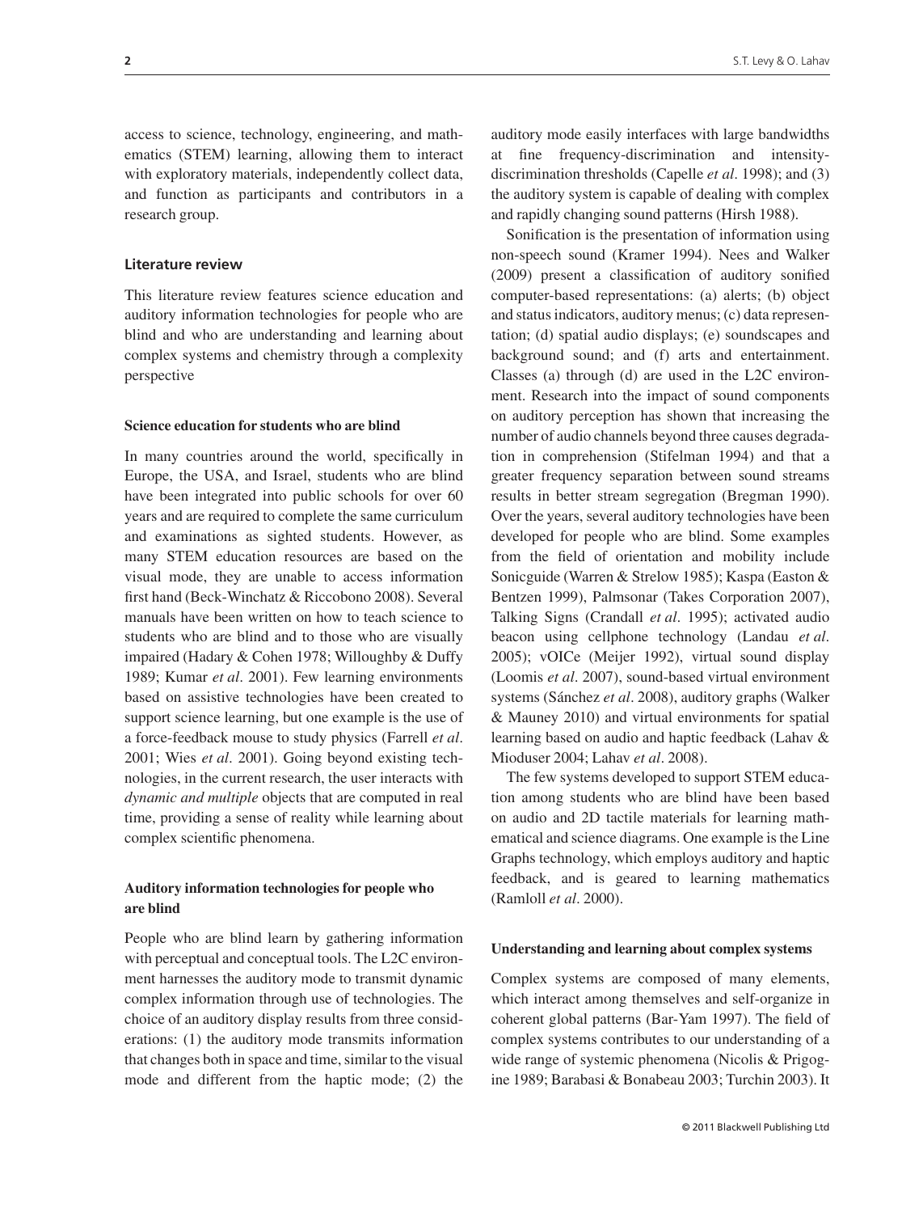access to science, technology, engineering, and mathematics (STEM) learning, allowing them to interact with exploratory materials, independently collect data, and function as participants and contributors in a research group.

## Literature review

This literature review features science education and auditory information technologies for people who are blind and who are understanding and learning about complex systems and chemistry through a complexity perspective

### Science education for students who are blind

In many countries around the world, specifically in Europe, the USA, and Israel, students who are blind have been integrated into public schools for over 60 years and are required to complete the same curriculum and examinations as sighted students. However, as many STEM education resources are based on the visual mode, they are unable to access information first hand (Beck-Winchatz & Riccobono 2008). Several manuals have been written on how to teach science to students who are blind and to those who are visually impaired (Hadary & Cohen 1978; Willoughby & Duffy 1989; Kumar *et al*. 2001). Few learning environments based on assistive technologies have been created to support science learning, but one example is the use of a force-feedback mouse to study physics (Farrell *et al*. 2001; Wies *et al*. 2001). Going beyond existing technologies, in the current research, the user interacts with *dynamic and multiple* objects that are computed in real time, providing a sense of reality while learning about complex scientific phenomena.

### Auditory information technologies for people who are blind

People who are blind learn by gathering information with perceptual and conceptual tools. The L2C environment harnesses the auditory mode to transmit dynamic complex information through use of technologies. The choice of an auditory display results from three considerations: (1) the auditory mode transmits information that changes both in space and time, similar to the visual mode and different from the haptic mode; (2) the auditory mode easily interfaces with large bandwidths at fine frequency-discrimination and intensity-discrimination thresholds (Capelle *et al*. 1998); and (3) the auditory system is capable of dealing with complex and rapidly changing sound patterns (Hirsh 1988).

Sonification is the presentation of information using non-speech sound (Kramer 1994). Nees and Walker (2009) present a classification of auditory sonified computer-based representations: (a) alerts; (b) object and status indicators, auditory menus; (c) data representation; (d) spatial audio displays; (e) soundscapes and background sound; and (f) arts and entertainment. Classes (a) through (d) are used in the L2C environment. Research into the impact of sound components on auditory perception has shown that increasing the number of audio channels beyond three causes degradation in comprehension (Stifelman 1994) and that a greater frequency separation between sound streams results in better stream segregation (Bregman 1990). Over the years, several auditory technologies have been developed for people who are blind. Some examples from the field of orientation and mobility include Sonicguide (Warren & Strelow 1985); Kaspa (Easton & Bentzen 1999), Palmsonar (Takes Corporation 2007), Talking Signs (Crandall *et al*. 1995); activated audio beacon using cellphone technology (Landau *et al*. 2005); vOICe (Meijer 1992), virtual sound display (Loomis *et al*. 2007), sound-based virtual environment systems (Sánchez *et al*. 2008), auditory graphs (Walker & Mauney 2010) and virtual environments for spatial learning based on audio and haptic feedback (Lahav & Mioduser 2004; Lahav *et al*. 2008).

The few systems developed to support STEM education among students who are blind have been based on audio and 2D tactile materials for learning mathematical and science diagrams. One example is the Line Graphs technology, which employs auditory and haptic feedback, and is geared to learning mathematics (Ramloll *et al*. 2000).

### Understanding and learning about complex systems

Complex systems are composed of many elements, which interact among themselves and self-organize in coherent global patterns (Bar-Yam 1997). The field of complex systems contributes to our understanding of a wide range of systemic phenomena (Nicolis & Prigogine 1989; Barabasi & Bonabeau 2003; Turchin 2003). It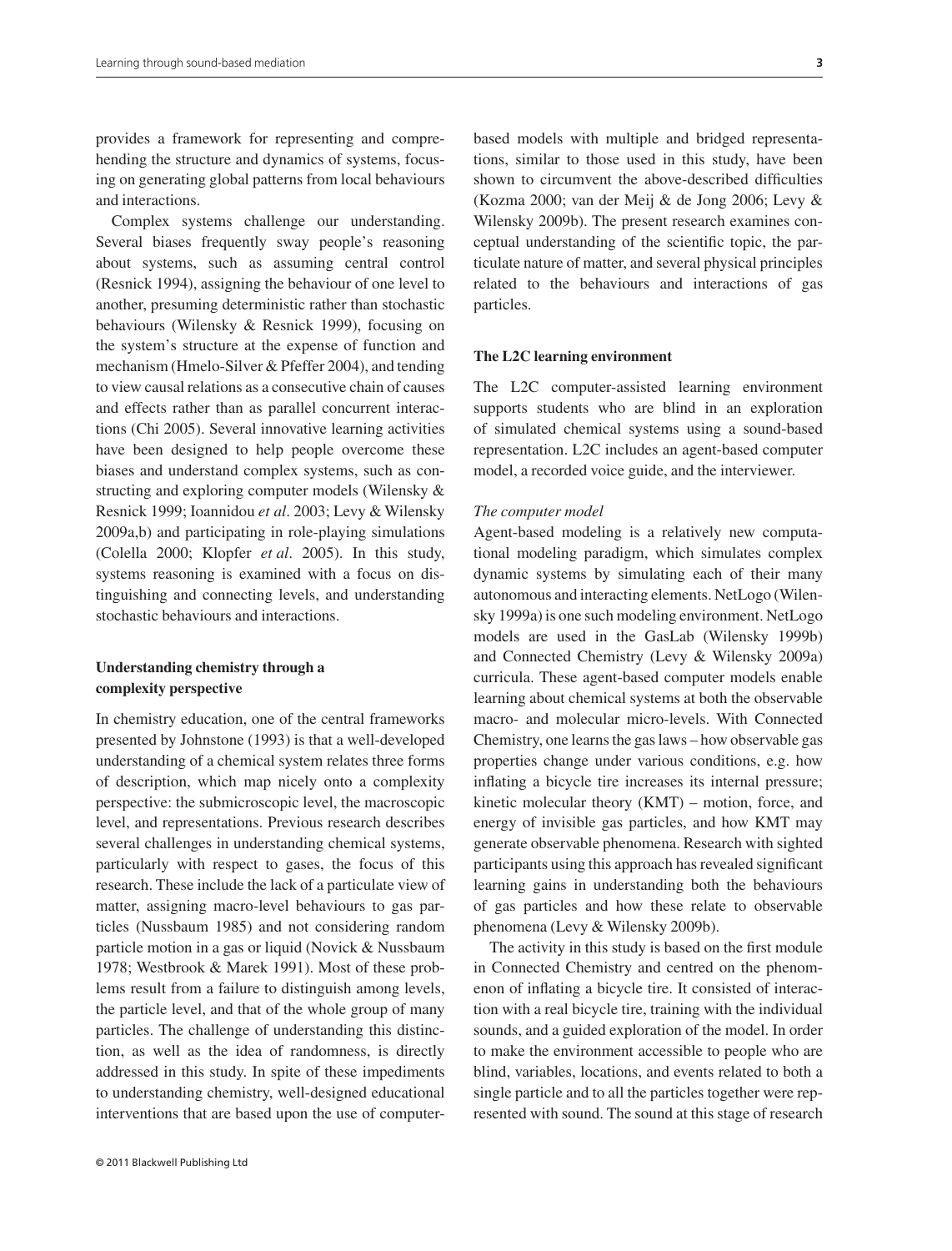provides a framework for representing and comprehending the structure and dynamics of systems, focusing on generating global patterns from local behaviours and interactions.

Complex systems challenge our understanding. Several biases frequently sway people's reasoning about systems, such as assuming central control (Resnick 1994), assigning the behaviour of one level to another, presuming deterministic rather than stochastic behaviours (Wilensky & Resnick 1999), focusing on the system's structure at the expense of function and mechanism (Hmelo-Silver & Pfeffer 2004), and tending to view causal relations as a consecutive chain of causes and effects rather than as parallel concurrent interactions (Chi 2005). Several innovative learning activities have been designed to help people overcome these biases and understand complex systems, such as constructing and exploring computer models (Wilensky & Resnick 1999; Ioannidou *et al*. 2003; Levy & Wilensky 2009a,b) and participating in role-playing simulations (Colella 2000; Klopfer *et al*. 2005). In this study, systems reasoning is examined with a focus on distinguishing and connecting levels, and understanding stochastic behaviours and interactions.

## Understanding chemistry through a complexity perspective

In chemistry education, one of the central frameworks presented by Johnstone (1993) is that a well-developed understanding of a chemical system relates three forms of description, which map nicely onto a complexity perspective: the submicroscopic level, the macroscopic level, and representations. Previous research describes several challenges in understanding chemical systems, particularly with respect to gases, the focus of this research. These include the lack of a particulate view of matter, assigning macro-level behaviours to gas particles (Nussbaum 1985) and not considering random particle motion in a gas or liquid (Novick & Nussbaum 1978; Westbrook & Marek 1991). Most of these problems result from a failure to distinguish among levels, the particle level, and that of the whole group of many particles. The challenge of understanding this distinction, as well as the idea of randomness, is directly addressed in this study. In spite of these impediments to understanding chemistry, well-designed educational interventions that are based upon the use of computer-based models with multiple and bridged representations, similar to those used in this study, have been shown to circumvent the above-described difficulties (Kozma 2000; van der Meij & de Jong 2006; Levy & Wilensky 2009b). The present research examines conceptual understanding of the scientific topic, the particulate nature of matter, and several physical principles related to the behaviours and interactions of gas particles.

## The L2C learning environment

The L2C computer-assisted learning environment supports students who are blind in an exploration of simulated chemical systems using a sound-based representation. L2C includes an agent-based computer model, a recorded voice guide, and the interviewer.

### *The computer model*

Agent-based modeling is a relatively new computational modeling paradigm, which simulates complex dynamic systems by simulating each of their many autonomous and interacting elements. NetLogo (Wilensky 1999a) is one such modeling environment. NetLogo models are used in the GasLab (Wilensky 1999b) and Connected Chemistry (Levy & Wilensky 2009a) curricula. These agent-based computer models enable learning about chemical systems at both the observable macro- and molecular micro-levels. With Connected Chemistry, one learns the gas laws – how observable gas properties change under various conditions, e.g. how inflating a bicycle tire increases its internal pressure; kinetic molecular theory (KMT) – motion, force, and energy of invisible gas particles, and how KMT may generate observable phenomena. Research with sighted participants using this approach has revealed significant learning gains in understanding both the behaviours of gas particles and how these relate to observable phenomena (Levy & Wilensky 2009b).

The activity in this study is based on the first module in Connected Chemistry and centred on the phenomenon of inflating a bicycle tire. It consisted of interaction with a real bicycle tire, training with the individual sounds, and a guided exploration of the model. In order to make the environment accessible to people who are blind, variables, locations, and events related to both a single particle and to all the particles together were represented with sound. The sound at this stage of research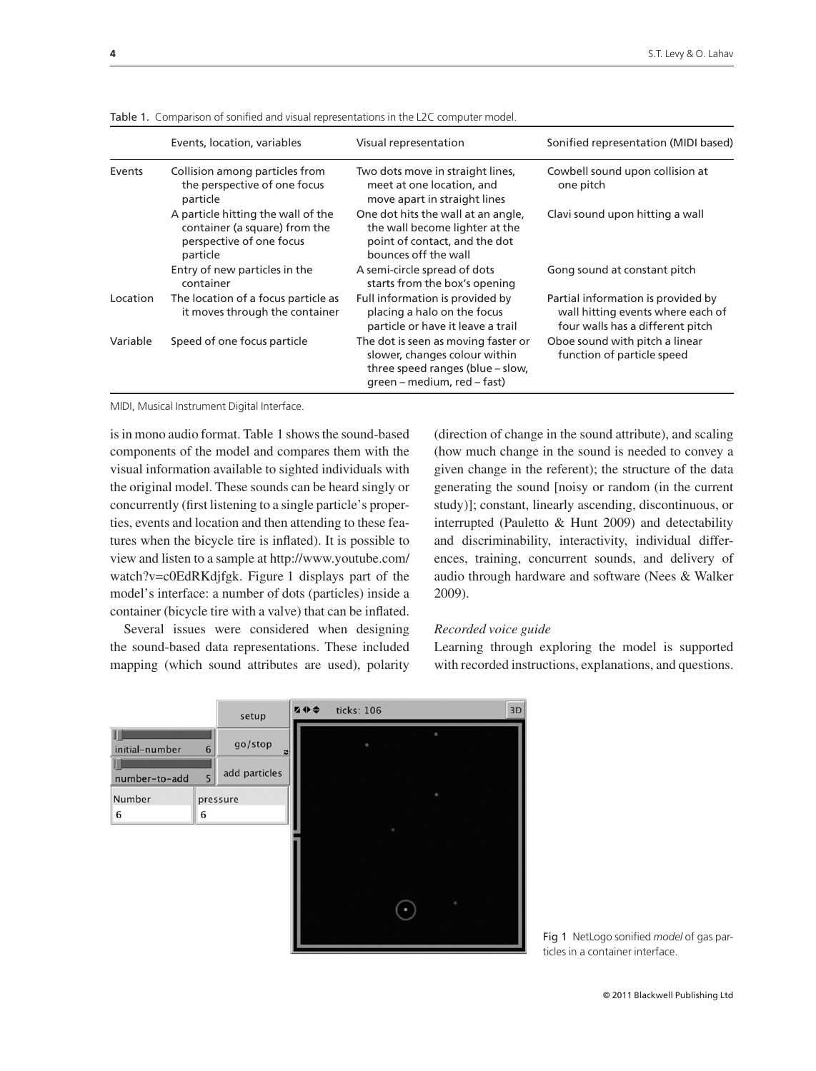Table 1. Comparison of sonified and visual representations in the L2C computer model.

| | Events, location, variables | Visual representation | Sonified representation (MIDI based) |
|---|---|---|---|
| Events | Collision among particles from the perspective of one focus particle | Two dots move in straight lines, meet at one location, and move apart in straight lines | Cowbell sound upon collision at one pitch |
| | A particle hitting the wall of the container (a square) from the perspective of one focus particle | One dot hits the wall at an angle, the wall become lighter at the point of contact, and the dot bounces off the wall | Clavi sound upon hitting a wall |
| | Entry of new particles in the container | A semi-circle spread of dots starts from the box's opening | Gong sound at constant pitch |
| Location | The location of a focus particle as it moves through the container | Full information is provided by placing a halo on the focus particle or have it leave a trail | Partial information is provided by wall hitting events where each of four walls has a different pitch |
| Variable | Speed of one focus particle | The dot is seen as moving faster or slower, changes colour within three speed ranges (blue – slow, green – medium, red – fast) | Oboe sound with pitch a linear function of particle speed |

MIDI, Musical Instrument Digital Interface.

is in mono audio format. Table 1 shows the sound-based components of the model and compares them with the visual information available to sighted individuals with the original model. These sounds can be heard singly or concurrently (first listening to a single particle's properties, events and location and then attending to these features when the bicycle tire is inflated). It is possible to view and listen to a sample at http://www.youtube.com/watch?v=c0EdRKdjfgk. Figure 1 displays part of the model's interface: a number of dots (particles) inside a container (bicycle tire with a valve) that can be inflated.

Several issues were considered when designing the sound-based data representations. These included mapping (which sound attributes are used), polarity (direction of change in the sound attribute), and scaling (how much change in the sound is needed to convey a given change in the referent); the structure of the data generating the sound [noisy or random (in the current study)]; constant, linearly ascending, discontinuous, or interrupted (Pauletto & Hunt 2009) and detectability and discriminability, interactivity, individual differences, training, concurrent sounds, and delivery of audio through hardware and software (Nees & Walker 2009).

*Recorded voice guide*

Learning through exploring the model is supported with recorded instructions, explanations, and questions.

Fig 1 NetLogo sonified *model* of gas particles in a container interface.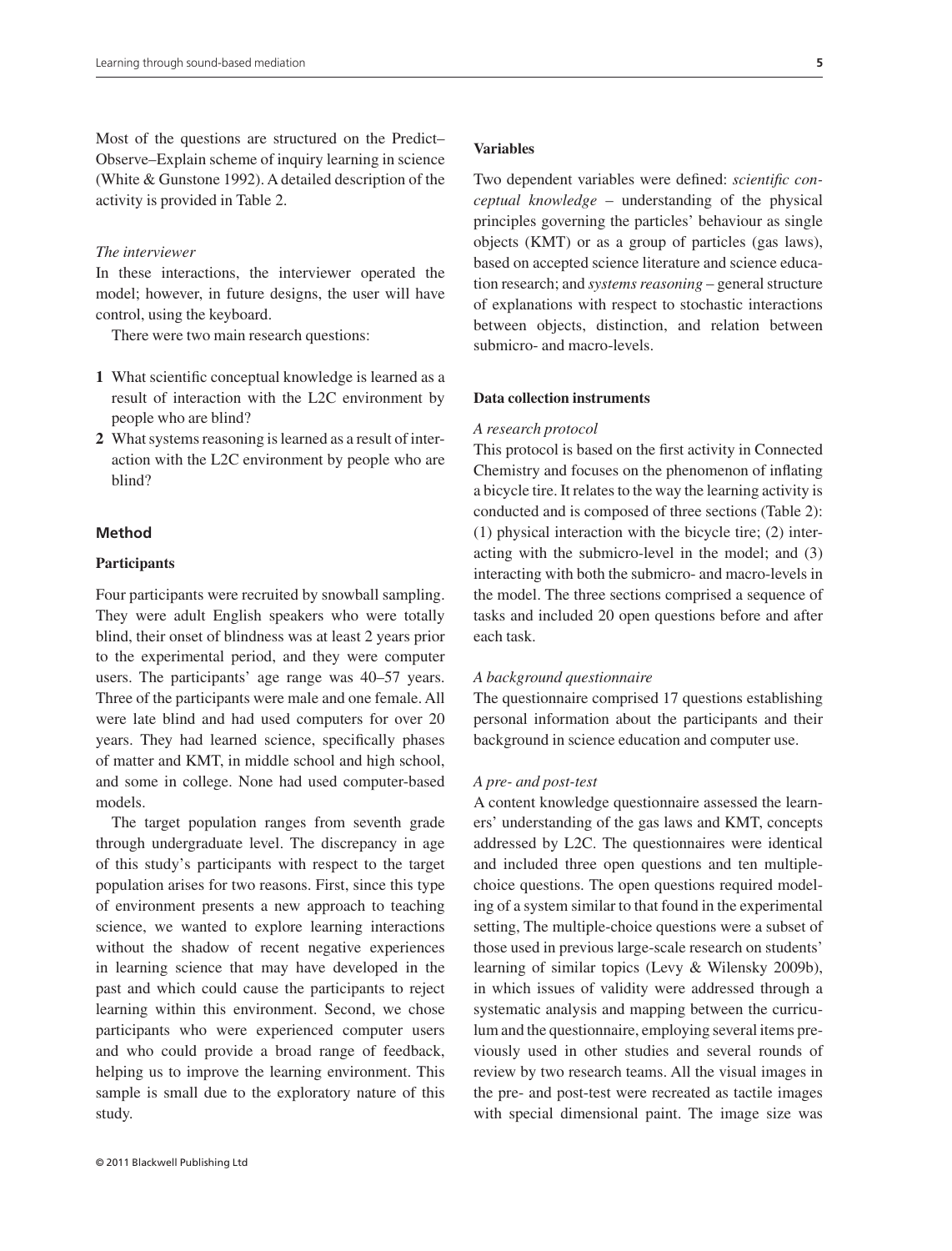Most of the questions are structured on the Predict–Observe–Explain scheme of inquiry learning in science (White & Gunstone 1992). A detailed description of the activity is provided in Table 2.

*The interviewer*

In these interactions, the interviewer operated the model; however, in future designs, the user will have control, using the keyboard.

There were two main research questions:

1. What scientific conceptual knowledge is learned as a result of interaction with the L2C environment by people who are blind?
2. What systems reasoning is learned as a result of interaction with the L2C environment by people who are blind?

## Method

### Participants

Four participants were recruited by snowball sampling. They were adult English speakers who were totally blind, their onset of blindness was at least 2 years prior to the experimental period, and they were computer users. The participants' age range was 40–57 years. Three of the participants were male and one female. All were late blind and had used computers for over 20 years. They had learned science, specifically phases of matter and KMT, in middle school and high school, and some in college. None had used computer-based models.

The target population ranges from seventh grade through undergraduate level. The discrepancy in age of this study's participants with respect to the target population arises for two reasons. First, since this type of environment presents a new approach to teaching science, we wanted to explore learning interactions without the shadow of recent negative experiences in learning science that may have developed in the past and which could cause the participants to reject learning within this environment. Second, we chose participants who were experienced computer users and who could provide a broad range of feedback, helping us to improve the learning environment. This sample is small due to the exploratory nature of this study.

### Variables

Two dependent variables were defined: *scientific conceptual knowledge* – understanding of the physical principles governing the particles' behaviour as single objects (KMT) or as a group of particles (gas laws), based on accepted science literature and science education research; and *systems reasoning* – general structure of explanations with respect to stochastic interactions between objects, distinction, and relation between submicro- and macro-levels.

### Data collection instruments

*A research protocol*

This protocol is based on the first activity in Connected Chemistry and focuses on the phenomenon of inflating a bicycle tire. It relates to the way the learning activity is conducted and is composed of three sections (Table 2): (1) physical interaction with the bicycle tire; (2) interacting with the submicro-level in the model; and (3) interacting with both the submicro- and macro-levels in the model. The three sections comprised a sequence of tasks and included 20 open questions before and after each task.

*A background questionnaire*

The questionnaire comprised 17 questions establishing personal information about the participants and their background in science education and computer use.

*A pre- and post-test*

A content knowledge questionnaire assessed the learners' understanding of the gas laws and KMT, concepts addressed by L2C. The questionnaires were identical and included three open questions and ten multiple-choice questions. The open questions required modeling of a system similar to that found in the experimental setting, The multiple-choice questions were a subset of those used in previous large-scale research on students' learning of similar topics (Levy & Wilensky 2009b), in which issues of validity were addressed through a systematic analysis and mapping between the curriculum and the questionnaire, employing several items previously used in other studies and several rounds of review by two research teams. All the visual images in the pre- and post-test were recreated as tactile images with special dimensional paint. The image size was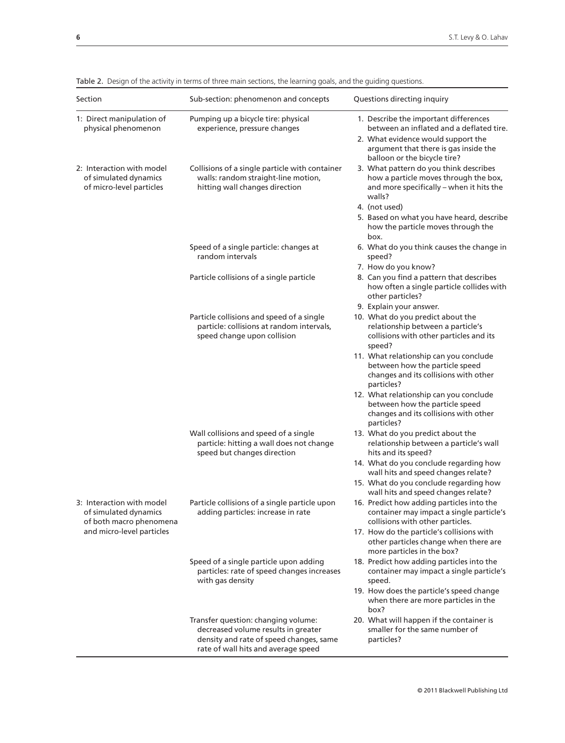Table 2. Design of the activity in terms of three main sections, the learning goals, and the guiding questions.

| Section | Sub-section: phenomenon and concepts | Questions directing inquiry |
|---|---|---|
| 1: Direct manipulation of physical phenomenon | Pumping up a bicycle tire: physical experience, pressure changes | 1. Describe the important differences between an inflated and a deflated tire.<br>2. What evidence would support the argument that there is gas inside the balloon or the bicycle tire? |
| 2: Interaction with model of simulated dynamics of micro-level particles | Collisions of a single particle with container walls: random straight-line motion, hitting wall changes direction | 3. What pattern do you think describes how a particle moves through the box, and more specifically – when it hits the walls?<br>4. (not used)<br>5. Based on what you have heard, describe how the particle moves through the box. |
| | Speed of a single particle: changes at random intervals | 6. What do you think causes the change in speed?<br>7. How do you know? |
| | Particle collisions of a single particle | 8. Can you find a pattern that describes how often a single particle collides with other particles?<br>9. Explain your answer. |
| | Particle collisions and speed of a single particle: collisions at random intervals, speed change upon collision | 10. What do you predict about the relationship between a particle's collisions with other particles and its speed?<br>11. What relationship can you conclude between how the particle speed changes and its collisions with other particles?<br>12. What relationship can you conclude between how the particle speed changes and its collisions with other particles? |
| | Wall collisions and speed of a single particle: hitting a wall does not change speed but changes direction | 13. What do you predict about the relationship between a particle's wall hits and its speed?<br>14. What do you conclude regarding how wall hits and speed changes relate?<br>15. What do you conclude regarding how wall hits and speed changes relate? |
| 3: Interaction with model of simulated dynamics of both macro phenomena and micro-level particles | Particle collisions of a single particle upon adding particles: increase in rate | 16. Predict how adding particles into the container may impact a single particle's collisions with other particles.<br>17. How do the particle's collisions with other particles change when there are more particles in the box? |
| | Speed of a single particle upon adding particles: rate of speed changes increases with gas density | 18. Predict how adding particles into the container may impact a single particle's speed.<br>19. How does the particle's speed change when there are more particles in the box? |
| | Transfer question: changing volume: decreased volume results in greater density and rate of speed changes, same rate of wall hits and average speed | 20. What will happen if the container is smaller for the same number of particles? |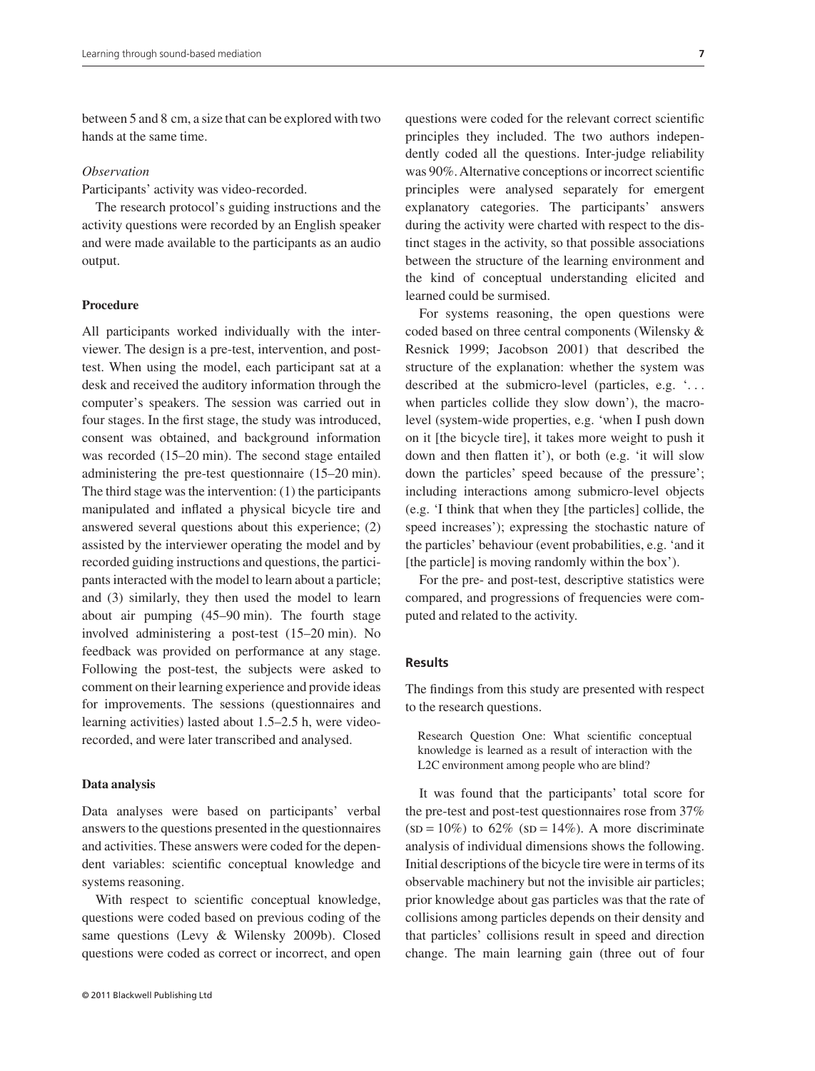between 5 and 8 cm, a size that can be explored with two hands at the same time.

*Observation*

Participants' activity was video-recorded.

The research protocol's guiding instructions and the activity questions were recorded by an English speaker and were made available to the participants as an audio output.

### Procedure

All participants worked individually with the interviewer. The design is a pre-test, intervention, and post-test. When using the model, each participant sat at a desk and received the auditory information through the computer's speakers. The session was carried out in four stages. In the first stage, the study was introduced, consent was obtained, and background information was recorded (15–20 min). The second stage entailed administering the pre-test questionnaire (15–20 min). The third stage was the intervention: (1) the participants manipulated and inflated a physical bicycle tire and answered several questions about this experience; (2) assisted by the interviewer operating the model and by recorded guiding instructions and questions, the participants interacted with the model to learn about a particle; and (3) similarly, they then used the model to learn about air pumping (45–90 min). The fourth stage involved administering a post-test (15–20 min). No feedback was provided on performance at any stage. Following the post-test, the subjects were asked to comment on their learning experience and provide ideas for improvements. The sessions (questionnaires and learning activities) lasted about 1.5–2.5 h, were video-recorded, and were later transcribed and analysed.

### Data analysis

Data analyses were based on participants' verbal answers to the questions presented in the questionnaires and activities. These answers were coded for the dependent variables: scientific conceptual knowledge and systems reasoning.

With respect to scientific conceptual knowledge, questions were coded based on previous coding of the same questions (Levy & Wilensky 2009b). Closed questions were coded as correct or incorrect, and open questions were coded for the relevant correct scientific principles they included. The two authors independently coded all the questions. Inter-judge reliability was 90%. Alternative conceptions or incorrect scientific principles were analysed separately for emergent explanatory categories. The participants' answers during the activity were charted with respect to the distinct stages in the activity, so that possible associations between the structure of the learning environment and the kind of conceptual understanding elicited and learned could be surmised.

For systems reasoning, the open questions were coded based on three central components (Wilensky & Resnick 1999; Jacobson 2001) that described the structure of the explanation: whether the system was described at the submicro-level (particles, e.g. '... when particles collide they slow down'), the macro-level (system-wide properties, e.g. 'when I push down on it [the bicycle tire], it takes more weight to push it down and then flatten it'), or both (e.g. 'it will slow down the particles' speed because of the pressure'; including interactions among submicro-level objects (e.g. 'I think that when they [the particles] collide, the speed increases'); expressing the stochastic nature of the particles' behaviour (event probabilities, e.g. 'and it [the particle] is moving randomly within the box').

For the pre- and post-test, descriptive statistics were compared, and progressions of frequencies were computed and related to the activity.

## Results

The findings from this study are presented with respect to the research questions.

> Research Question One: What scientific conceptual knowledge is learned as a result of interaction with the L2C environment among people who are blind?

It was found that the participants' total score for the pre-test and post-test questionnaires rose from 37% (SD = 10%) to 62% (SD = 14%). A more discriminate analysis of individual dimensions shows the following. Initial descriptions of the bicycle tire were in terms of its observable machinery but not the invisible air particles; prior knowledge about gas particles was that the rate of collisions among particles depends on their density and that particles' collisions result in speed and direction change. The main learning gain (three out of four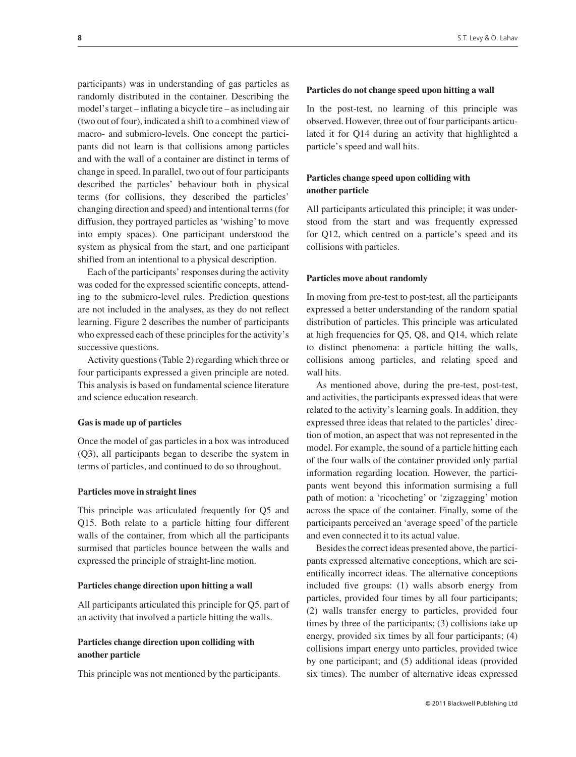participants) was in understanding of gas particles as randomly distributed in the container. Describing the model's target – inflating a bicycle tire – as including air (two out of four), indicated a shift to a combined view of macro- and submicro-levels. One concept the participants did not learn is that collisions among particles and with the wall of a container are distinct in terms of change in speed. In parallel, two out of four participants described the particles' behaviour both in physical terms (for collisions, they described the particles' changing direction and speed) and intentional terms (for diffusion, they portrayed particles as 'wishing' to move into empty spaces). One participant understood the system as physical from the start, and one participant shifted from an intentional to a physical description.

Each of the participants' responses during the activity was coded for the expressed scientific concepts, attending to the submicro-level rules. Prediction questions are not included in the analyses, as they do not reflect learning. Figure 2 describes the number of participants who expressed each of these principles for the activity's successive questions.

Activity questions (Table 2) regarding which three or four participants expressed a given principle are noted. This analysis is based on fundamental science literature and science education research.

#### Gas is made up of particles

Once the model of gas particles in a box was introduced (Q3), all participants began to describe the system in terms of particles, and continued to do so throughout.

#### Particles move in straight lines

This principle was articulated frequently for Q5 and Q15. Both relate to a particle hitting four different walls of the container, from which all the participants surmised that particles bounce between the walls and expressed the principle of straight-line motion.

#### Particles change direction upon hitting a wall

All participants articulated this principle for Q5, part of an activity that involved a particle hitting the walls.

#### Particles change direction upon colliding with another particle

This principle was not mentioned by the participants.

#### Particles do not change speed upon hitting a wall

In the post-test, no learning of this principle was observed. However, three out of four participants articulated it for Q14 during an activity that highlighted a particle's speed and wall hits.

#### Particles change speed upon colliding with another particle

All participants articulated this principle; it was understood from the start and was frequently expressed for Q12, which centred on a particle's speed and its collisions with particles.

#### Particles move about randomly

In moving from pre-test to post-test, all the participants expressed a better understanding of the random spatial distribution of particles. This principle was articulated at high frequencies for Q5, Q8, and Q14, which relate to distinct phenomena: a particle hitting the walls, collisions among particles, and relating speed and wall hits.

As mentioned above, during the pre-test, post-test, and activities, the participants expressed ideas that were related to the activity's learning goals. In addition, they expressed three ideas that related to the particles' direction of motion, an aspect that was not represented in the model. For example, the sound of a particle hitting each of the four walls of the container provided only partial information regarding location. However, the participants went beyond this information surmising a full path of motion: a 'ricocheting' or 'zigzagging' motion across the space of the container. Finally, some of the participants perceived an 'average speed' of the particle and even connected it to its actual value.

Besides the correct ideas presented above, the participants expressed alternative conceptions, which are scientifically incorrect ideas. The alternative conceptions included five groups: (1) walls absorb energy from particles, provided four times by all four participants; (2) walls transfer energy to particles, provided four times by three of the participants; (3) collisions take up energy, provided six times by all four participants; (4) collisions impart energy unto particles, provided twice by one participant; and (5) additional ideas (provided six times). The number of alternative ideas expressed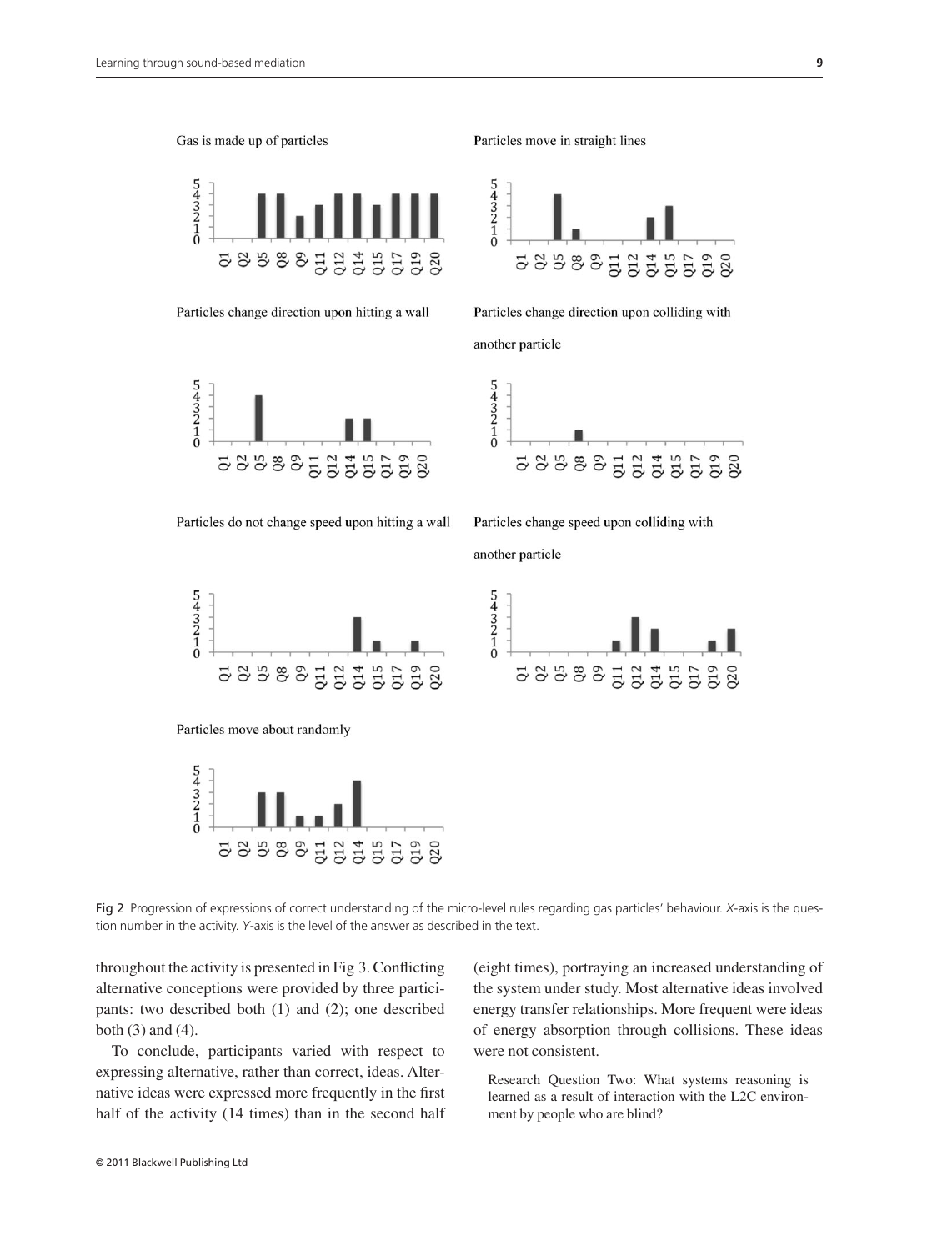Gas is made up of particles

Particles move in straight lines

Particles change direction upon hitting a wall

Particles change direction upon colliding with another particle

Particles do not change speed upon hitting a wall

Particles change speed upon colliding with another particle

Particles move about randomly

Fig 2 Progression of expressions of correct understanding of the micro-level rules regarding gas particles' behaviour. *X*-axis is the question number in the activity. *Y*-axis is the level of the answer as described in the text.

throughout the activity is presented in Fig 3. Conflicting alternative conceptions were provided by three participants: two described both (1) and (2); one described both (3) and (4).

To conclude, participants varied with respect to expressing alternative, rather than correct, ideas. Alternative ideas were expressed more frequently in the first half of the activity (14 times) than in the second half (eight times), portraying an increased understanding of the system under study. Most alternative ideas involved energy transfer relationships. More frequent were ideas of energy absorption through collisions. These ideas were not consistent.

Research Question Two: What systems reasoning is learned as a result of interaction with the L2C environment by people who are blind?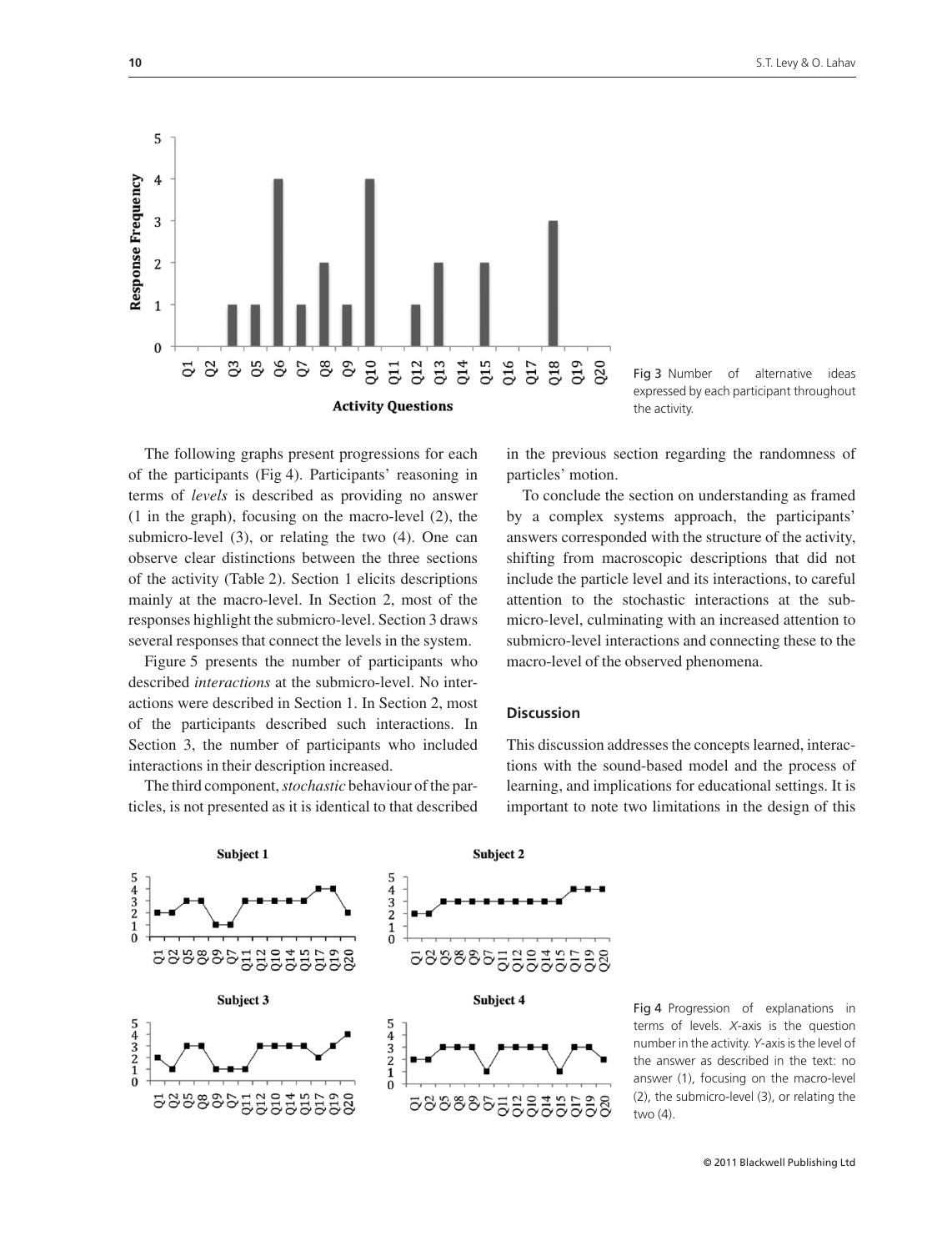Fig 3 Number of alternative ideas expressed by each participant throughout the activity.

The following graphs present progressions for each of the participants (Fig 4). Participants' reasoning in terms of *levels* is described as providing no answer (1 in the graph), focusing on the macro-level (2), the submicro-level (3), or relating the two (4). One can observe clear distinctions between the three sections of the activity (Table 2). Section 1 elicits descriptions mainly at the macro-level. In Section 2, most of the responses highlight the submicro-level. Section 3 draws several responses that connect the levels in the system.

Figure 5 presents the number of participants who described *interactions* at the submicro-level. No interactions were described in Section 1. In Section 2, most of the participants described such interactions. In Section 3, the number of participants who included interactions in their description increased.

The third component, *stochastic* behaviour of the particles, is not presented as it is identical to that described in the previous section regarding the randomness of particles' motion.

To conclude the section on understanding as framed by a complex systems approach, the participants' answers corresponded with the structure of the activity, shifting from macroscopic descriptions that did not include the particle level and its interactions, to careful attention to the stochastic interactions at the submicro-level, culminating with an increased attention to submicro-level interactions and connecting these to the macro-level of the observed phenomena.

## Discussion

This discussion addresses the concepts learned, interactions with the sound-based model and the process of learning, and implications for educational settings. It is important to note two limitations in the design of this

Fig 4 Progression of explanations in terms of levels. *X*-axis is the question number in the activity. *Y*-axis is the level of the answer as described in the text: no answer (1), focusing on the macro-level (2), the submicro-level (3), or relating the two (4).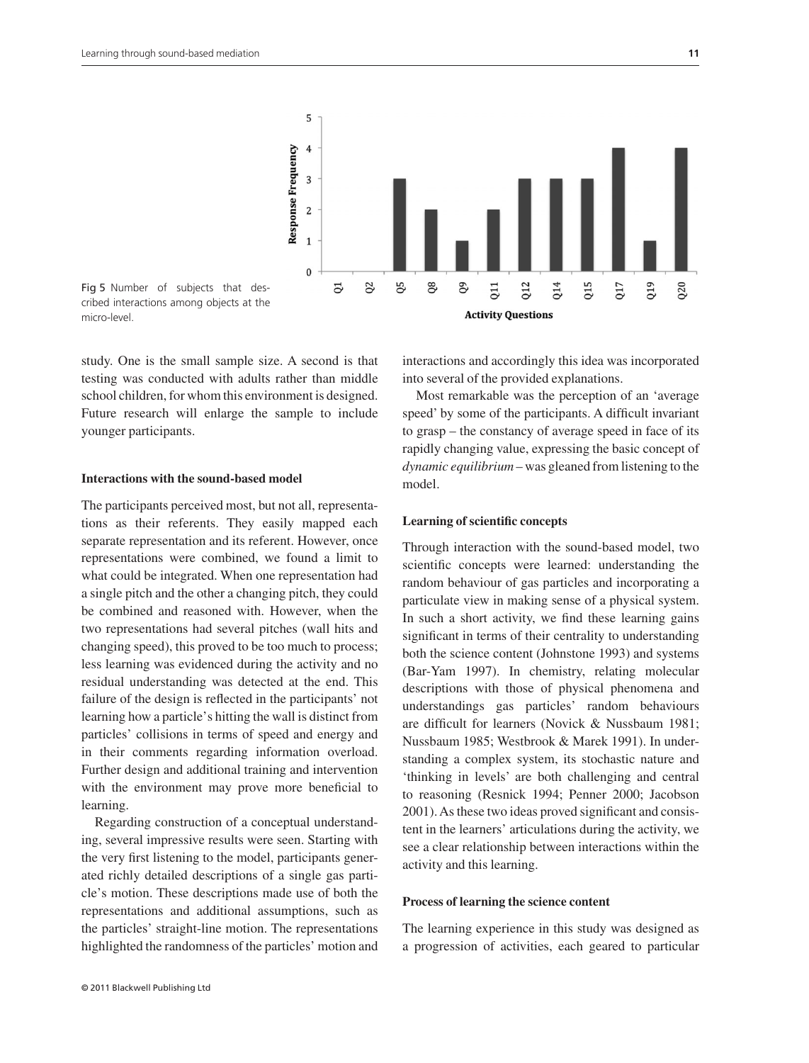5
4
3
2
1
0

Response Frequency

Q1 Q2 Q5 Q8 Q9 Q11 Q12 Q14 Q15 Q17 Q19 Q20

Activity Questions

Fig 5 Number of subjects that described interactions among objects at the micro-level.

study. One is the small sample size. A second is that testing was conducted with adults rather than middle school children, for whom this environment is designed. Future research will enlarge the sample to include younger participants.

#### Interactions with the sound-based model

The participants perceived most, but not all, representations as their referents. They easily mapped each separate representation and its referent. However, once representations were combined, we found a limit to what could be integrated. When one representation had a single pitch and the other a changing pitch, they could be combined and reasoned with. However, when the two representations had several pitches (wall hits and changing speed), this proved to be too much to process; less learning was evidenced during the activity and no residual understanding was detected at the end. This failure of the design is reflected in the participants' not learning how a particle's hitting the wall is distinct from particles' collisions in terms of speed and energy and in their comments regarding information overload. Further design and additional training and intervention with the environment may prove more beneficial to learning.

Regarding construction of a conceptual understanding, several impressive results were seen. Starting with the very first listening to the model, participants generated richly detailed descriptions of a single gas particle's motion. These descriptions made use of both the representations and additional assumptions, such as the particles' straight-line motion. The representations highlighted the randomness of the particles' motion and interactions and accordingly this idea was incorporated into several of the provided explanations.

Most remarkable was the perception of an 'average speed' by some of the participants. A difficult invariant to grasp – the constancy of average speed in face of its rapidly changing value, expressing the basic concept of *dynamic equilibrium* – was gleaned from listening to the model.

#### Learning of scientific concepts

Through interaction with the sound-based model, two scientific concepts were learned: understanding the random behaviour of gas particles and incorporating a particulate view in making sense of a physical system. In such a short activity, we find these learning gains significant in terms of their centrality to understanding both the science content (Johnstone 1993) and systems (Bar-Yam 1997). In chemistry, relating molecular descriptions with those of physical phenomena and understandings gas particles' random behaviours are difficult for learners (Novick & Nussbaum 1981; Nussbaum 1985; Westbrook & Marek 1991). In understanding a complex system, its stochastic nature and 'thinking in levels' are both challenging and central to reasoning (Resnick 1994; Penner 2000; Jacobson 2001). As these two ideas proved significant and consistent in the learners' articulations during the activity, we see a clear relationship between interactions within the activity and this learning.

#### Process of learning the science content

The learning experience in this study was designed as a progression of activities, each geared to particular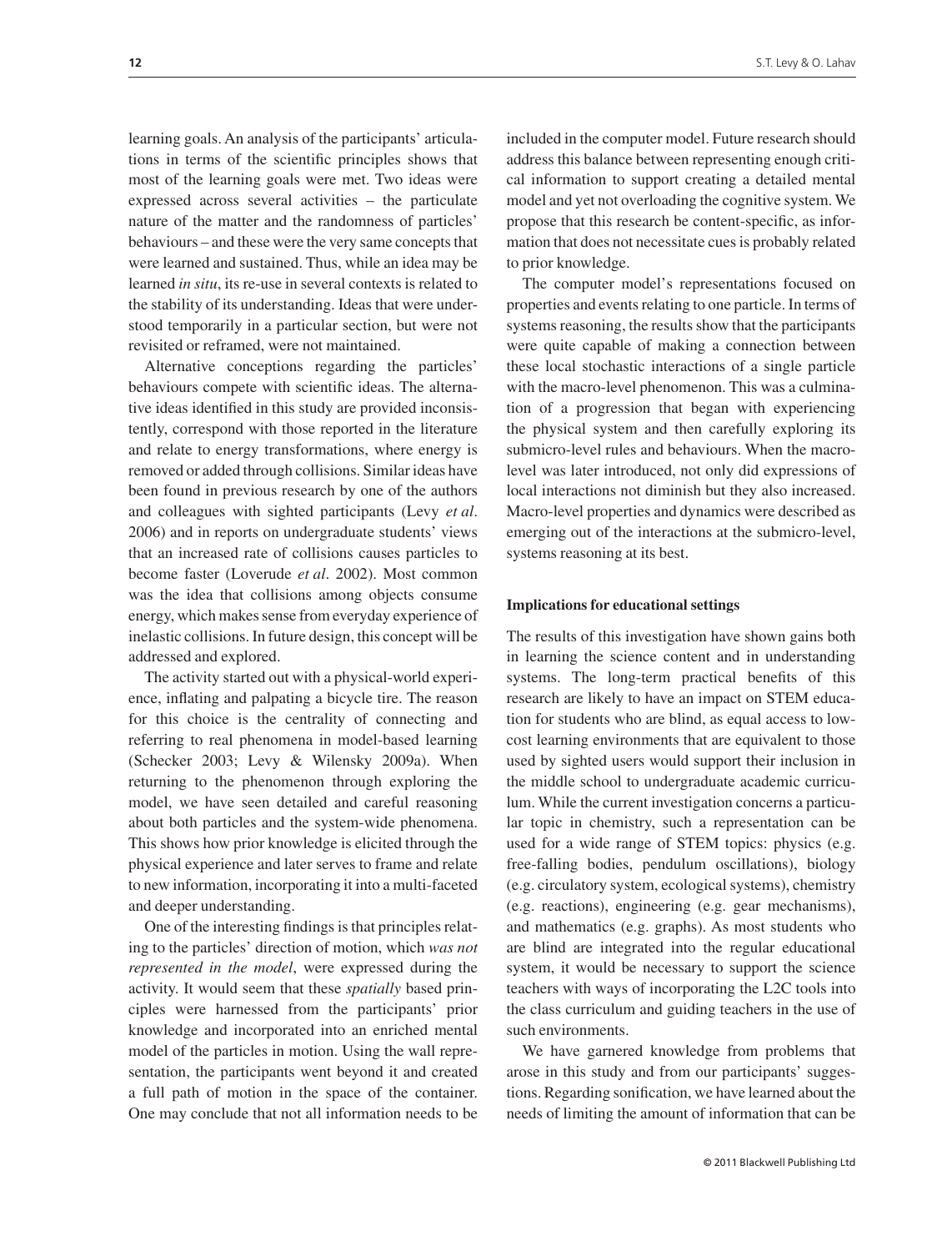learning goals. An analysis of the participants' articulations in terms of the scientific principles shows that most of the learning goals were met. Two ideas were expressed across several activities – the particulate nature of the matter and the randomness of particles' behaviours – and these were the very same concepts that were learned and sustained. Thus, while an idea may be learned *in situ*, its re-use in several contexts is related to the stability of its understanding. Ideas that were understood temporarily in a particular section, but were not revisited or reframed, were not maintained.

Alternative conceptions regarding the particles' behaviours compete with scientific ideas. The alternative ideas identified in this study are provided inconsistently, correspond with those reported in the literature and relate to energy transformations, where energy is removed or added through collisions. Similar ideas have been found in previous research by one of the authors and colleagues with sighted participants (Levy *et al*. 2006) and in reports on undergraduate students' views that an increased rate of collisions causes particles to become faster (Loverude *et al*. 2002). Most common was the idea that collisions among objects consume energy, which makes sense from everyday experience of inelastic collisions. In future design, this concept will be addressed and explored.

The activity started out with a physical-world experience, inflating and palpating a bicycle tire. The reason for this choice is the centrality of connecting and referring to real phenomena in model-based learning (Schecker 2003; Levy & Wilensky 2009a). When returning to the phenomenon through exploring the model, we have seen detailed and careful reasoning about both particles and the system-wide phenomena. This shows how prior knowledge is elicited through the physical experience and later serves to frame and relate to new information, incorporating it into a multi-faceted and deeper understanding.

One of the interesting findings is that principles relating to the particles' direction of motion, which *was not represented in the model*, were expressed during the activity. It would seem that these *spatially* based principles were harnessed from the participants' prior knowledge and incorporated into an enriched mental model of the particles in motion. Using the wall representation, the participants went beyond it and created a full path of motion in the space of the container. One may conclude that not all information needs to be included in the computer model. Future research should address this balance between representing enough critical information to support creating a detailed mental model and yet not overloading the cognitive system. We propose that this research be content-specific, as information that does not necessitate cues is probably related to prior knowledge.

The computer model's representations focused on properties and events relating to one particle. In terms of systems reasoning, the results show that the participants were quite capable of making a connection between these local stochastic interactions of a single particle with the macro-level phenomenon. This was a culmination of a progression that began with experiencing the physical system and then carefully exploring its submicro-level rules and behaviours. When the macro-level was later introduced, not only did expressions of local interactions not diminish but they also increased. Macro-level properties and dynamics were described as emerging out of the interactions at the submicro-level, systems reasoning at its best.

#### Implications for educational settings

The results of this investigation have shown gains both in learning the science content and in understanding systems. The long-term practical benefits of this research are likely to have an impact on STEM education for students who are blind, as equal access to low-cost learning environments that are equivalent to those used by sighted users would support their inclusion in the middle school to undergraduate academic curriculum. While the current investigation concerns a particular topic in chemistry, such a representation can be used for a wide range of STEM topics: physics (e.g. free-falling bodies, pendulum oscillations), biology (e.g. circulatory system, ecological systems), chemistry (e.g. reactions), engineering (e.g. gear mechanisms), and mathematics (e.g. graphs). As most students who are blind are integrated into the regular educational system, it would be necessary to support the science teachers with ways of incorporating the L2C tools into the class curriculum and guiding teachers in the use of such environments.

We have garnered knowledge from problems that arose in this study and from our participants' suggestions. Regarding sonification, we have learned about the needs of limiting the amount of information that can be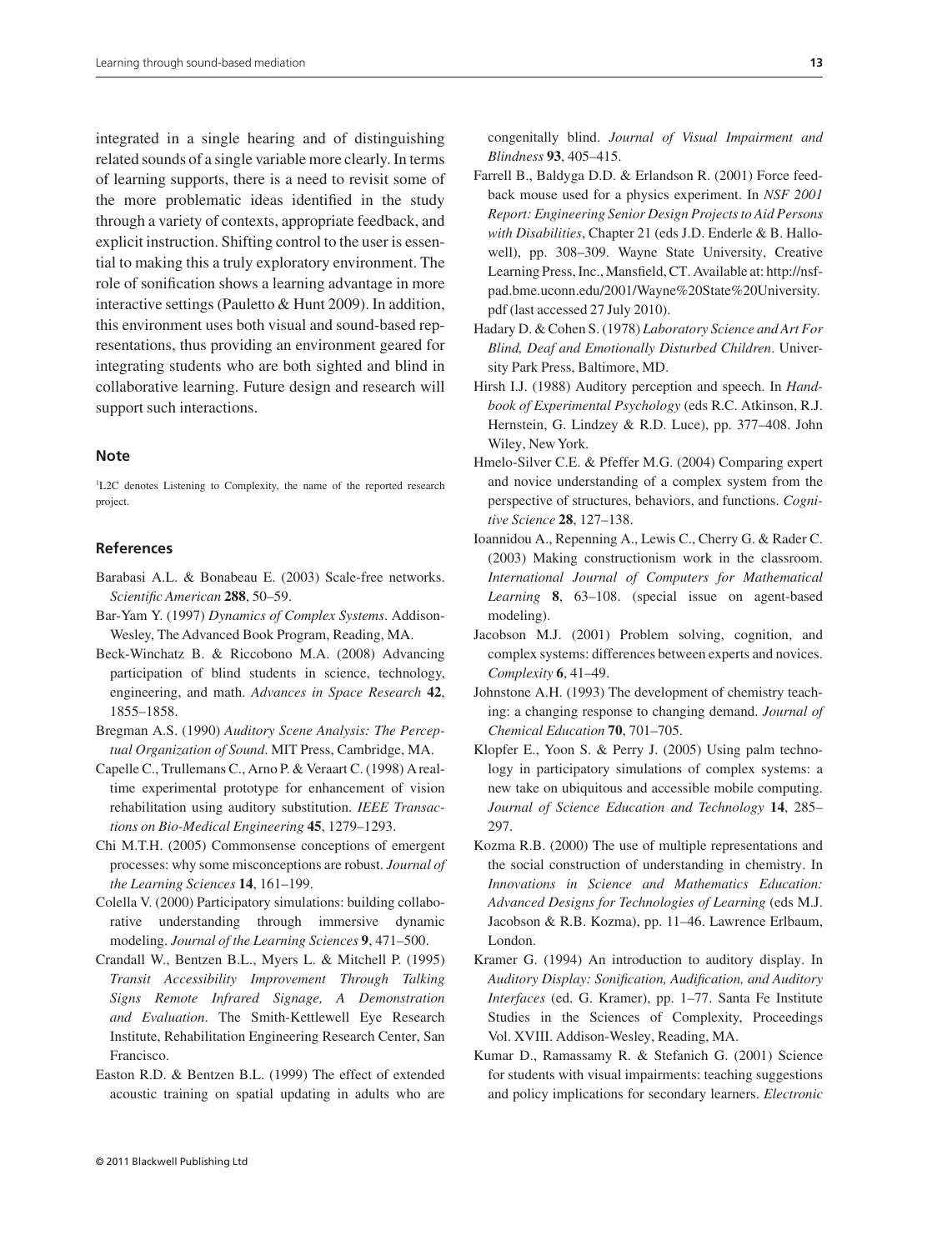integrated in a single hearing and of distinguishing related sounds of a single variable more clearly. In terms of learning supports, there is a need to revisit some of the more problematic ideas identified in the study through a variety of contexts, appropriate feedback, and explicit instruction. Shifting control to the user is essential to making this a truly exploratory environment. The role of sonification shows a learning advantage in more interactive settings (Pauletto & Hunt 2009). In addition, this environment uses both visual and sound-based representations, thus providing an environment geared for integrating students who are both sighted and blind in collaborative learning. Future design and research will support such interactions.

## Note

[1]L2C denotes Listening to Complexity, the name of the reported research project.

## References

Barabasi A.L. & Bonabeau E. (2003) Scale-free networks. *Scientific American* **288**, 50–59.

Bar-Yam Y. (1997) *Dynamics of Complex Systems*. Addison-Wesley, The Advanced Book Program, Reading, MA.

Beck-Winchatz B. & Riccobono M.A. (2008) Advancing participation of blind students in science, technology, engineering, and math. *Advances in Space Research* **42**, 1855–1858.

Bregman A.S. (1990) *Auditory Scene Analysis: The Perceptual Organization of Sound*. MIT Press, Cambridge, MA.

Capelle C., Trullemans C., Arno P. & Veraart C. (1998) A real-time experimental prototype for enhancement of vision rehabilitation using auditory substitution. *IEEE Transactions on Bio-Medical Engineering* **45**, 1279–1293.

Chi M.T.H. (2005) Commonsense conceptions of emergent processes: why some misconceptions are robust. *Journal of the Learning Sciences* **14**, 161–199.

Colella V. (2000) Participatory simulations: building collaborative understanding through immersive dynamic modeling. *Journal of the Learning Sciences* **9**, 471–500.

Crandall W., Bentzen B.L., Myers L. & Mitchell P. (1995) *Transit Accessibility Improvement Through Talking Signs Remote Infrared Signage, A Demonstration and Evaluation*. The Smith-Kettlewell Eye Research Institute, Rehabilitation Engineering Research Center, San Francisco.

Easton R.D. & Bentzen B.L. (1999) The effect of extended acoustic training on spatial updating in adults who are congenitally blind. *Journal of Visual Impairment and Blindness* **93**, 405–415.

Farrell B., Baldyga D.D. & Erlandson R. (2001) Force feedback mouse used for a physics experiment. In *NSF 2001 Report: Engineering Senior Design Projects to Aid Persons with Disabilities*, Chapter 21 (eds J.D. Enderle & B. Hallowell), pp. 308–309. Wayne State University, Creative Learning Press, Inc., Mansfield, CT. Available at: http://nsf-pad.bme.uconn.edu/2001/Wayne%20State%20University.pdf (last accessed 27 July 2010).

Hadary D. & Cohen S. (1978) *Laboratory Science and Art For Blind, Deaf and Emotionally Disturbed Children*. University Park Press, Baltimore, MD.

Hirsh I.J. (1988) Auditory perception and speech. In *Handbook of Experimental Psychology* (eds R.C. Atkinson, R.J. Hernstein, G. Lindzey & R.D. Luce), pp. 377–408. John Wiley, New York.

Hmelo-Silver C.E. & Pfeffer M.G. (2004) Comparing expert and novice understanding of a complex system from the perspective of structures, behaviors, and functions. *Cognitive Science* **28**, 127–138.

Ioannidou A., Repenning A., Lewis C., Cherry G. & Rader C. (2003) Making constructionism work in the classroom. *International Journal of Computers for Mathematical Learning* **8**, 63–108. (special issue on agent-based modeling).

Jacobson M.J. (2001) Problem solving, cognition, and complex systems: differences between experts and novices. *Complexity* **6**, 41–49.

Johnstone A.H. (1993) The development of chemistry teaching: a changing response to changing demand. *Journal of Chemical Education* **70**, 701–705.

Klopfer E., Yoon S. & Perry J. (2005) Using palm technology in participatory simulations of complex systems: a new take on ubiquitous and accessible mobile computing. *Journal of Science Education and Technology* **14**, 285–297.

Kozma R.B. (2000) The use of multiple representations and the social construction of understanding in chemistry. In *Innovations in Science and Mathematics Education: Advanced Designs for Technologies of Learning* (eds M.J. Jacobson & R.B. Kozma), pp. 11–46. Lawrence Erlbaum, London.

Kramer G. (1994) An introduction to auditory display. In *Auditory Display: Sonification, Audification, and Auditory Interfaces* (ed. G. Kramer), pp. 1–77. Santa Fe Institute Studies in the Sciences of Complexity, Proceedings Vol. XVIII. Addison-Wesley, Reading, MA.

Kumar D., Ramassamy R. & Stefanich G. (2001) Science for students with visual impairments: teaching suggestions and policy implications for secondary learners. *Electronic*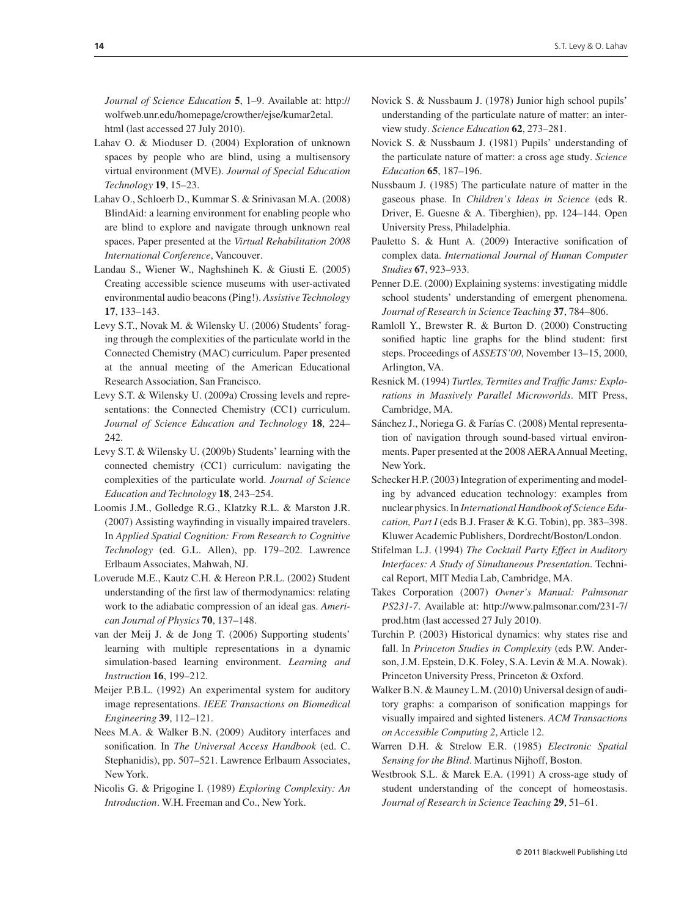*Journal of Science Education* **5**, 1–9. Available at: http://wolfweb.unr.edu/homepage/crowther/ejse/kumar2etal.html (last accessed 27 July 2010).

Lahav O. & Mioduser D. (2004) Exploration of unknown spaces by people who are blind, using a multisensory virtual environment (MVE). *Journal of Special Education Technology* **19**, 15–23.

Lahav O., Schloerb D., Kummar S. & Srinivasan M.A. (2008) BlindAid: a learning environment for enabling people who are blind to explore and navigate through unknown real spaces. Paper presented at the *Virtual Rehabilitation 2008 International Conference*, Vancouver.

Landau S., Wiener W., Naghshineh K. & Giusti E. (2005) Creating accessible science museums with user-activated environmental audio beacons (Ping!). *Assistive Technology* **17**, 133–143.

Levy S.T., Novak M. & Wilensky U. (2006) Students' foraging through the complexities of the particulate world in the Connected Chemistry (MAC) curriculum. Paper presented at the annual meeting of the American Educational Research Association, San Francisco.

Levy S.T. & Wilensky U. (2009a) Crossing levels and representations: the Connected Chemistry (CC1) curriculum. *Journal of Science Education and Technology* **18**, 224–242.

Levy S.T. & Wilensky U. (2009b) Students' learning with the connected chemistry (CC1) curriculum: navigating the complexities of the particulate world. *Journal of Science Education and Technology* **18**, 243–254.

Loomis J.M., Golledge R.G., Klatzky R.L. & Marston J.R. (2007) Assisting wayfinding in visually impaired travelers. In *Applied Spatial Cognition: From Research to Cognitive Technology* (ed. G.L. Allen), pp. 179–202. Lawrence Erlbaum Associates, Mahwah, NJ.

Loverude M.E., Kautz C.H. & Hereon P.R.L. (2002) Student understanding of the first law of thermodynamics: relating work to the adiabatic compression of an ideal gas. *American Journal of Physics* **70**, 137–148.

van der Meij J. & de Jong T. (2006) Supporting students' learning with multiple representations in a dynamic simulation-based learning environment. *Learning and Instruction* **16**, 199–212.

Meijer P.B.L. (1992) An experimental system for auditory image representations. *IEEE Transactions on Biomedical Engineering* **39**, 112–121.

Nees M.A. & Walker B.N. (2009) Auditory interfaces and sonification. In *The Universal Access Handbook* (ed. C. Stephanidis), pp. 507–521. Lawrence Erlbaum Associates, New York.

Nicolis G. & Prigogine I. (1989) *Exploring Complexity: An Introduction*. W.H. Freeman and Co., New York.

Novick S. & Nussbaum J. (1978) Junior high school pupils' understanding of the particulate nature of matter: an interview study. *Science Education* **62**, 273–281.

Novick S. & Nussbaum J. (1981) Pupils' understanding of the particulate nature of matter: a cross age study. *Science Education* **65**, 187–196.

Nussbaum J. (1985) The particulate nature of matter in the gaseous phase. In *Children's Ideas in Science* (eds R. Driver, E. Guesne & A. Tiberghien), pp. 124–144. Open University Press, Philadelphia.

Pauletto S. & Hunt A. (2009) Interactive sonification of complex data. *International Journal of Human Computer Studies* **67**, 923–933.

Penner D.E. (2000) Explaining systems: investigating middle school students' understanding of emergent phenomena. *Journal of Research in Science Teaching* **37**, 784–806.

Ramloll Y., Brewster R. & Burton D. (2000) Constructing sonified haptic line graphs for the blind student: first steps. Proceedings of *ASSETS'00*, November 13–15, 2000, Arlington, VA.

Resnick M. (1994) *Turtles, Termites and Traffic Jams: Explorations in Massively Parallel Microworlds*. MIT Press, Cambridge, MA.

Sánchez J., Noriega G. & Farías C. (2008) Mental representation of navigation through sound-based virtual environments. Paper presented at the 2008 AERA Annual Meeting, New York.

Schecker H.P. (2003) Integration of experimenting and modeling by advanced education technology: examples from nuclear physics. In *International Handbook of Science Education, Part I* (eds B.J. Fraser & K.G. Tobin), pp. 383–398. Kluwer Academic Publishers, Dordrecht/Boston/London.

Stifelman L.J. (1994) *The Cocktail Party Effect in Auditory Interfaces: A Study of Simultaneous Presentation*. Technical Report, MIT Media Lab, Cambridge, MA.

Takes Corporation (2007) *Owner's Manual: Palmsonar PS231-7*. Available at: http://www.palmsonar.com/231-7/prod.htm (last accessed 27 July 2010).

Turchin P. (2003) Historical dynamics: why states rise and fall. In *Princeton Studies in Complexity* (eds P.W. Anderson, J.M. Epstein, D.K. Foley, S.A. Levin & M.A. Nowak). Princeton University Press, Princeton & Oxford.

Walker B.N. & Mauney L.M. (2010) Universal design of auditory graphs: a comparison of sonification mappings for visually impaired and sighted listeners. *ACM Transactions on Accessible Computing 2*, Article 12.

Warren D.H. & Strelow E.R. (1985) *Electronic Spatial Sensing for the Blind*. Martinus Nijhoff, Boston.

Westbrook S.L. & Marek E.A. (1991) A cross-age study of student understanding of the concept of homeostasis. *Journal of Research in Science Teaching* **29**, 51–61.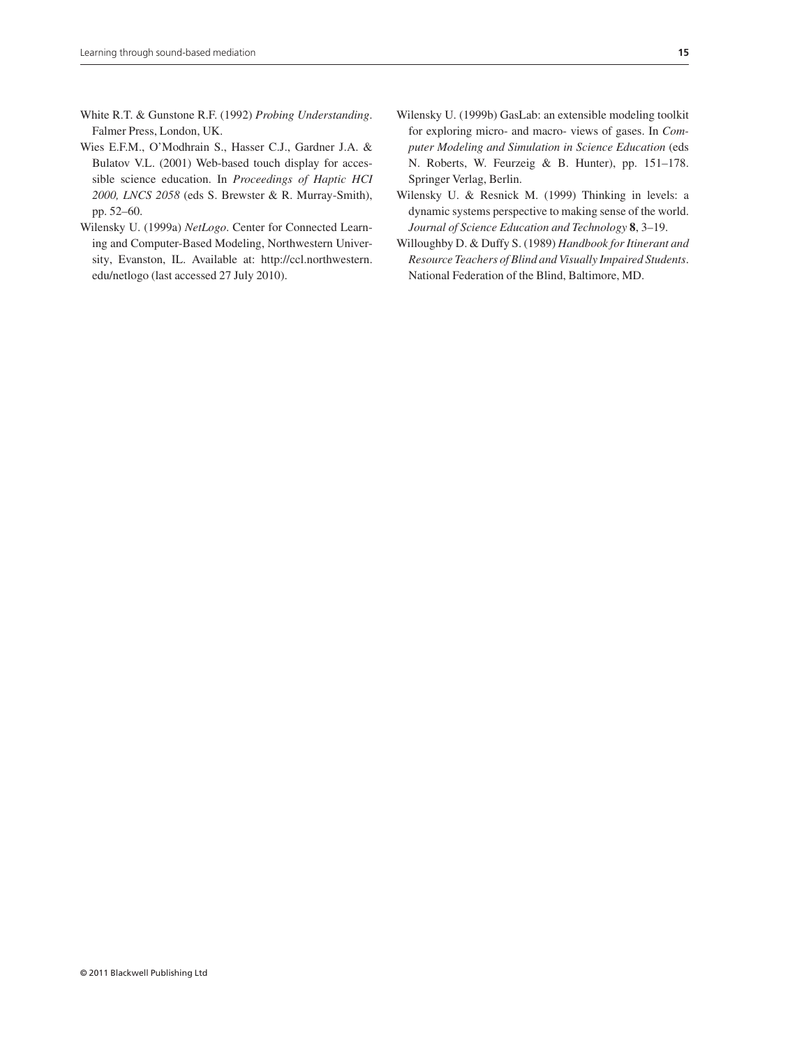White R.T. & Gunstone R.F. (1992) *Probing Understanding*. Falmer Press, London, UK.

Wies E.F.M., O'Modhrain S., Hasser C.J., Gardner J.A. & Bulatov V.L. (2001) Web-based touch display for accessible science education. In *Proceedings of Haptic HCI 2000, LNCS 2058* (eds S. Brewster & R. Murray-Smith), pp. 52–60.

Wilensky U. (1999a) *NetLogo*. Center for Connected Learning and Computer-Based Modeling, Northwestern University, Evanston, IL. Available at: http://ccl.northwestern.edu/netlogo (last accessed 27 July 2010).

Wilensky U. (1999b) GasLab: an extensible modeling toolkit for exploring micro- and macro- views of gases. In *Computer Modeling and Simulation in Science Education* (eds N. Roberts, W. Feurzeig & B. Hunter), pp. 151–178. Springer Verlag, Berlin.

Wilensky U. & Resnick M. (1999) Thinking in levels: a dynamic systems perspective to making sense of the world. *Journal of Science Education and Technology* **8**, 3–19.

Willoughby D. & Duffy S. (1989) *Handbook for Itinerant and Resource Teachers of Blind and Visually Impaired Students*. National Federation of the Blind, Baltimore, MD.